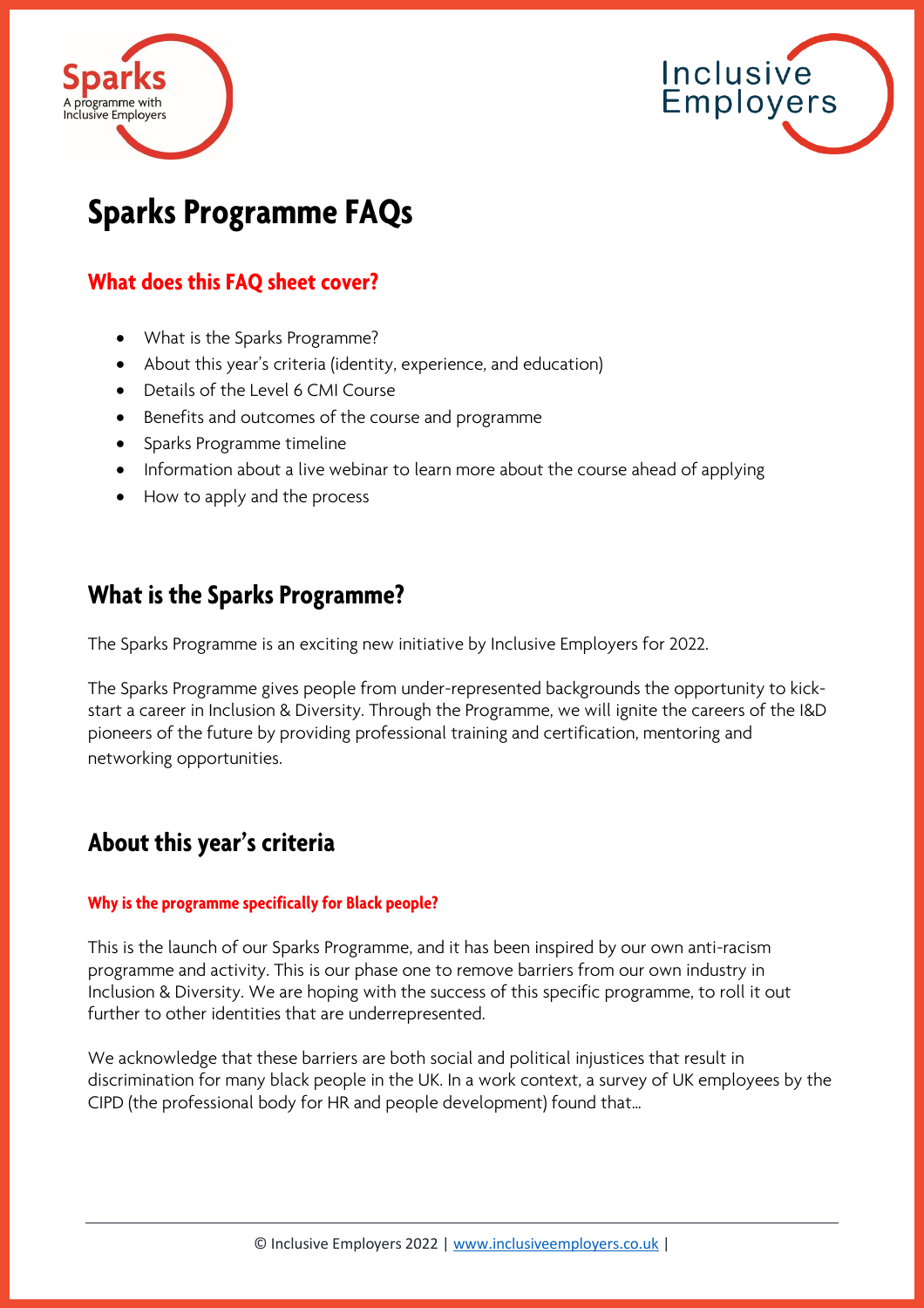# Sparks Programme FAQs

## What does this FAQ sheet cover?

- What is the Sparks Programme?
- About this year's criteria (identity, experience, and education)
- Details of the Level 6 CMI Course
- Benefits and outcomes of the course and programme
- Sparks Programme timeline
- Information about a live webinar to learn more about the course ahead of applying
- How to apply and the process

## What is the Sparks Programme?

The Sparks Programme is an exciting new initiative by Inclusive Employers for 2022.

The Sparks Programme gives people from under-represented backgrounds the opportunity to kick-start a career in Inclusion & Diversity. Through the Programme, we will ignite the careers of the I&D pioneers of the future by providing professional training and certification, mentoring and networking opportunities.

## About this year's criteria

### Why is the programme specifically for Black people?

This is the launch of our Sparks Programme, and it has been inspired by our own anti-racism programme and activity. This is our phase one to remove barriers from our own industry in Inclusion & Diversity. We are hoping with the success of this specific programme, to roll it out further to other identities that are underrepresented.

We acknowledge that these barriers are both social and political injustices that result in discrimination for many black people in the UK. In a work context, a survey of UK employees by the CIPD (the professional body for HR and people development) found that…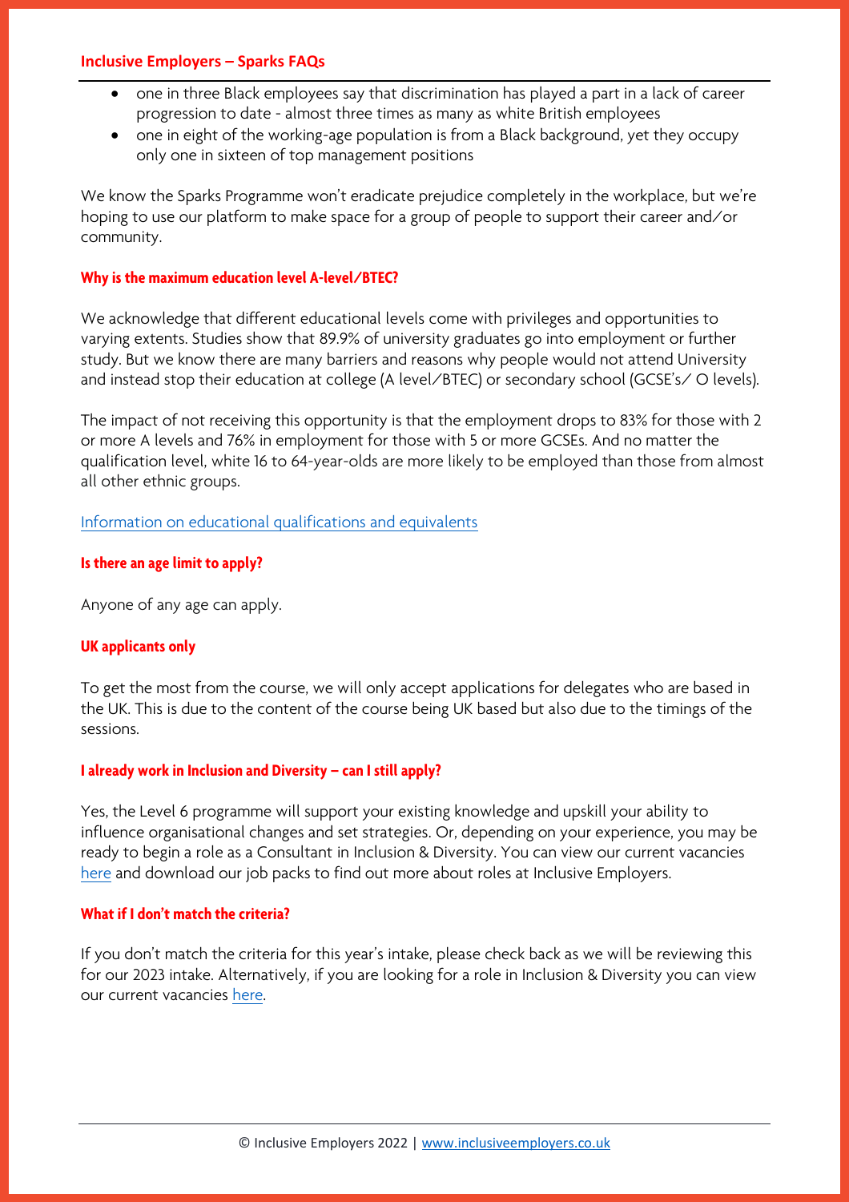- one in three Black employees say that discrimination has played a part in a lack of career progression to date - almost three times as many as white British employees
- one in eight of the working-age population is from a Black background, yet they occupy only one in sixteen of top management positions

We know the Sparks Programme won't eradicate prejudice completely in the workplace, but we're hoping to use our platform to make space for a group of people to support their career and/or community.

### Why is the maximum education level A-level/BTEC?

We acknowledge that different educational levels come with privileges and opportunities to varying extents. Studies show that 89.9% of university graduates go into employment or further study. But we know there are many barriers and reasons why people would not attend University and instead stop their education at college (A level/BTEC) or secondary school (GCSE's/ O levels).

The impact of not receiving this opportunity is that the employment drops to 83% for those with 2 or more A levels and 76% in employment for those with 5 or more GCSEs. And no matter the qualification level, white 16 to 64-year-olds are more likely to be employed than those from almost all other ethnic groups.

[Information on educational qualifications and equivalents]

### Is there an age limit to apply?

Anyone of any age can apply.

### UK applicants only

To get the most from the course, we will only accept applications for delegates who are based in the UK. This is due to the content of the course being UK based but also due to the timings of the sessions.

### I already work in Inclusion and Diversity – can I still apply?

Yes, the Level 6 programme will support your existing knowledge and upskill your ability to influence organisational changes and set strategies. Or, depending on your experience, you may be ready to begin a role as a Consultant in Inclusion & Diversity. You can view our current vacancies [here] and download our job packs to find out more about roles at Inclusive Employers.

### What if I don't match the criteria?

If you don't match the criteria for this year's intake, please check back as we will be reviewing this for our 2023 intake. Alternatively, if you are looking for a role in Inclusion & Diversity you can view our current vacancies [here].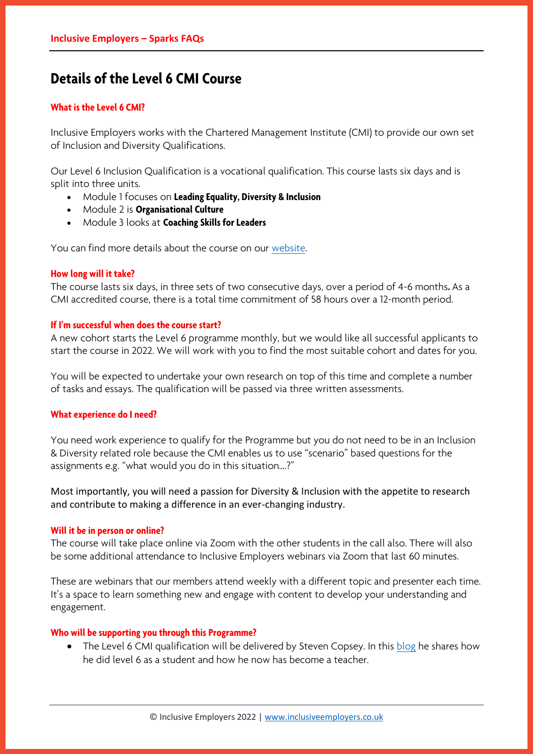# Details of the Level 6 CMI Course

### What is the Level 6 CMI?

Inclusive Employers works with the Chartered Management Institute (CMI) to provide our own set of Inclusion and Diversity Qualifications.

Our Level 6 Inclusion Qualification is a vocational qualification. This course lasts six days and is split into three units.

- Module 1 focuses on **Leading Equality, Diversity & Inclusion**
- Module 2 is **Organisational Culture**
- Module 3 looks at **Coaching Skills for Leaders**

You can find more details about the course on our [website](website).

### How long will it take?

The course lasts six days, in three sets of two consecutive days, over a period of 4-6 months**.** As a CMI accredited course, there is a total time commitment of 58 hours over a 12-month period.

### If I'm successful when does the course start?

A new cohort starts the Level 6 programme monthly, but we would like all successful applicants to start the course in 2022. We will work with you to find the most suitable cohort and dates for you.

You will be expected to undertake your own research on top of this time and complete a number of tasks and essays. The qualification will be passed via three written assessments.

### What experience do I need?

You need work experience to qualify for the Programme but you do not need to be in an Inclusion & Diversity related role because the CMI enables us to use "scenario" based questions for the assignments e.g. "what would you do in this situation….?"

Most importantly, you will need a passion for Diversity & Inclusion with the appetite to research and contribute to making a difference in an ever-changing industry.

### Will it be in person or online?

The course will take place online via Zoom with the other students in the call also. There will also be some additional attendance to Inclusive Employers webinars via Zoom that last 60 minutes.

These are webinars that our members attend weekly with a different topic and presenter each time. It's a space to learn something new and engage with content to develop your understanding and engagement.

### Who will be supporting you through this Programme?

- The Level 6 CMI qualification will be delivered by Steven Copsey. In this [blog](blog) he shares how he did level 6 as a student and how he now has become a teacher.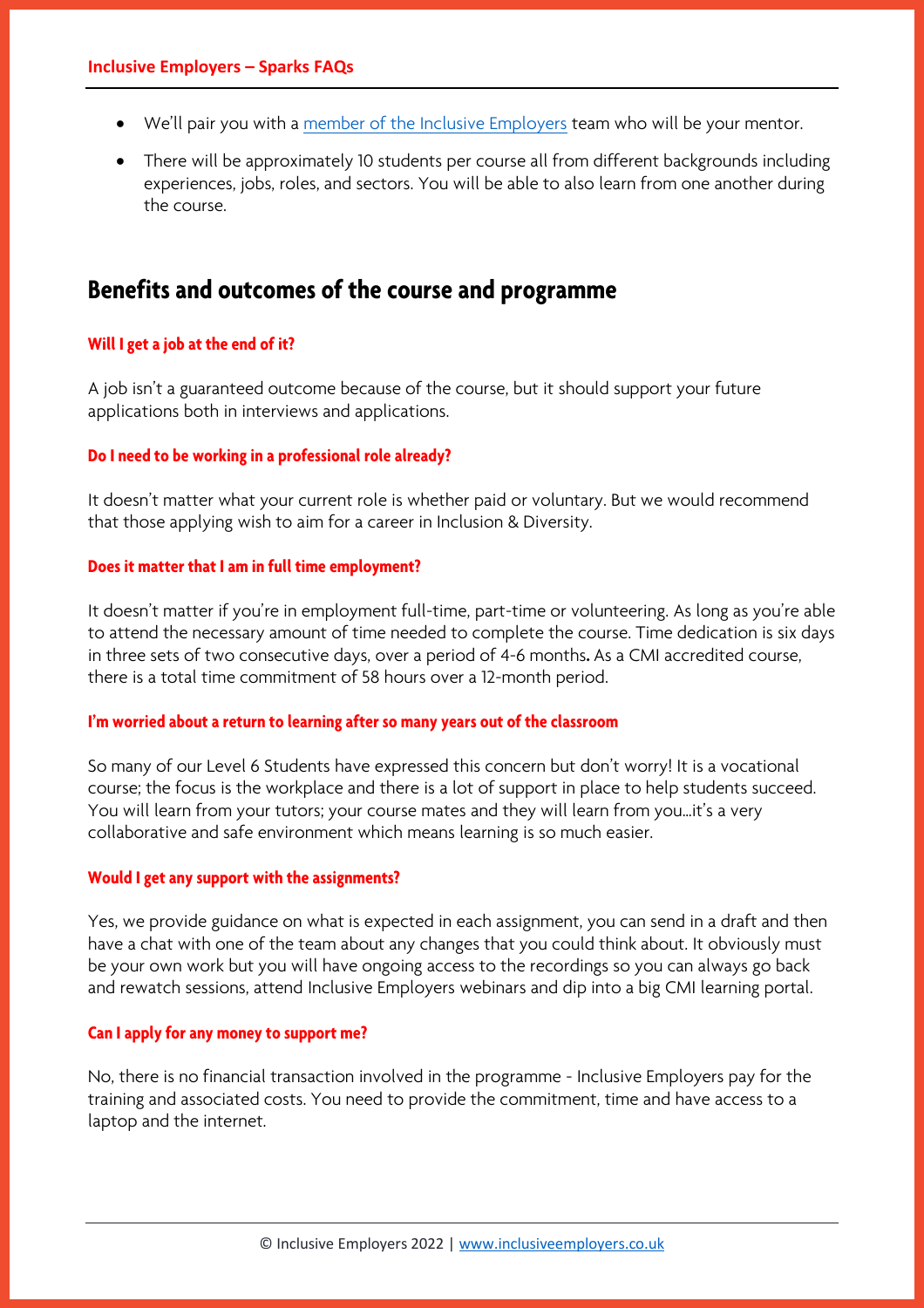- We'll pair you with a [member of the Inclusive Employers](#) team who will be your mentor.
- There will be approximately 10 students per course all from different backgrounds including experiences, jobs, roles, and sectors. You will be able to also learn from one another during the course.

## Benefits and outcomes of the course and programme

**Will I get a job at the end of it?**

A job isn't a guaranteed outcome because of the course, but it should support your future applications both in interviews and applications.

**Do I need to be working in a professional role already?**

It doesn't matter what your current role is whether paid or voluntary. But we would recommend that those applying wish to aim for a career in Inclusion & Diversity.

**Does it matter that I am in full time employment?**

It doesn't matter if you're in employment full-time, part-time or volunteering. As long as you're able to attend the necessary amount of time needed to complete the course. Time dedication is six days in three sets of two consecutive days, over a period of 4-6 months**.** As a CMI accredited course, there is a total time commitment of 58 hours over a 12-month period.

**I'm worried about a return to learning after so many years out of the classroom**

So many of our Level 6 Students have expressed this concern but don't worry! It is a vocational course; the focus is the workplace and there is a lot of support in place to help students succeed. You will learn from your tutors; your course mates and they will learn from you…it's a very collaborative and safe environment which means learning is so much easier.

**Would I get any support with the assignments?**

Yes, we provide guidance on what is expected in each assignment, you can send in a draft and then have a chat with one of the team about any changes that you could think about. It obviously must be your own work but you will have ongoing access to the recordings so you can always go back and rewatch sessions, attend Inclusive Employers webinars and dip into a big CMI learning portal.

**Can I apply for any money to support me?**

No, there is no financial transaction involved in the programme - Inclusive Employers pay for the training and associated costs. You need to provide the commitment, time and have access to a laptop and the internet.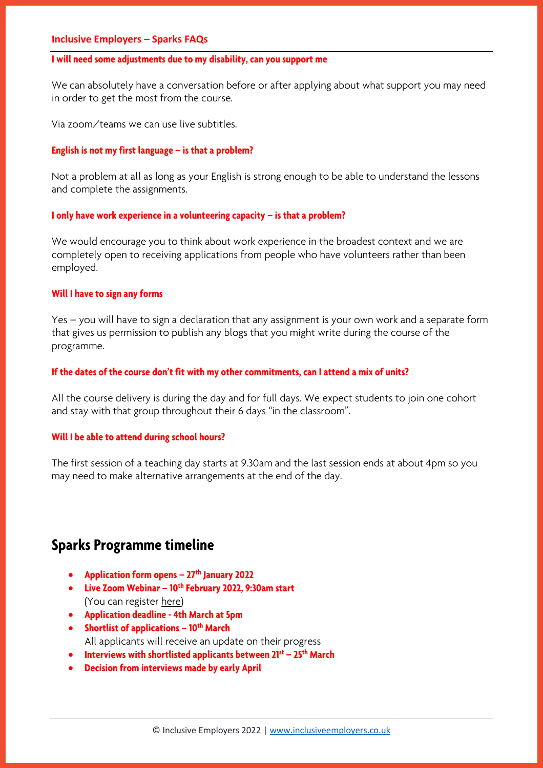## Inclusive Employers – Sparks FAQs

### I will need some adjustments due to my disability, can you support me

We can absolutely have a conversation before or after applying about what support you may need in order to get the most from the course.

Via zoom/teams we can use live subtitles.

### English is not my first language – is that a problem?

Not a problem at all as long as your English is strong enough to be able to understand the lessons and complete the assignments.

### I only have work experience in a volunteering capacity – is that a problem?

We would encourage you to think about work experience in the broadest context and we are completely open to receiving applications from people who have volunteers rather than been employed.

### Will I have to sign any forms

Yes – you will have to sign a declaration that any assignment is your own work and a separate form that gives us permission to publish any blogs that you might write during the course of the programme.

### If the dates of the course don't fit with my other commitments, can I attend a mix of units?

All the course delivery is during the day and for full days. We expect students to join one cohort and stay with that group throughout their 6 days "in the classroom".

### Will I be able to attend during school hours?

The first session of a teaching day starts at 9.30am and the last session ends at about 4pm so you may need to make alternative arrangements at the end of the day.

## Sparks Programme timeline

- **Application form opens – 27th January 2022**
- **Live Zoom Webinar – 10th February 2022, 9:30am start**
  (You can register here)
- **Application deadline - 4th March at 5pm**
- **Shortlist of applications – 10th March**
  All applicants will receive an update on their progress
- **Interviews with shortlisted applicants between 21st – 25th March**
- **Decision from interviews made by early April**

© Inclusive Employers 2022 | www.inclusiveemployers.co.uk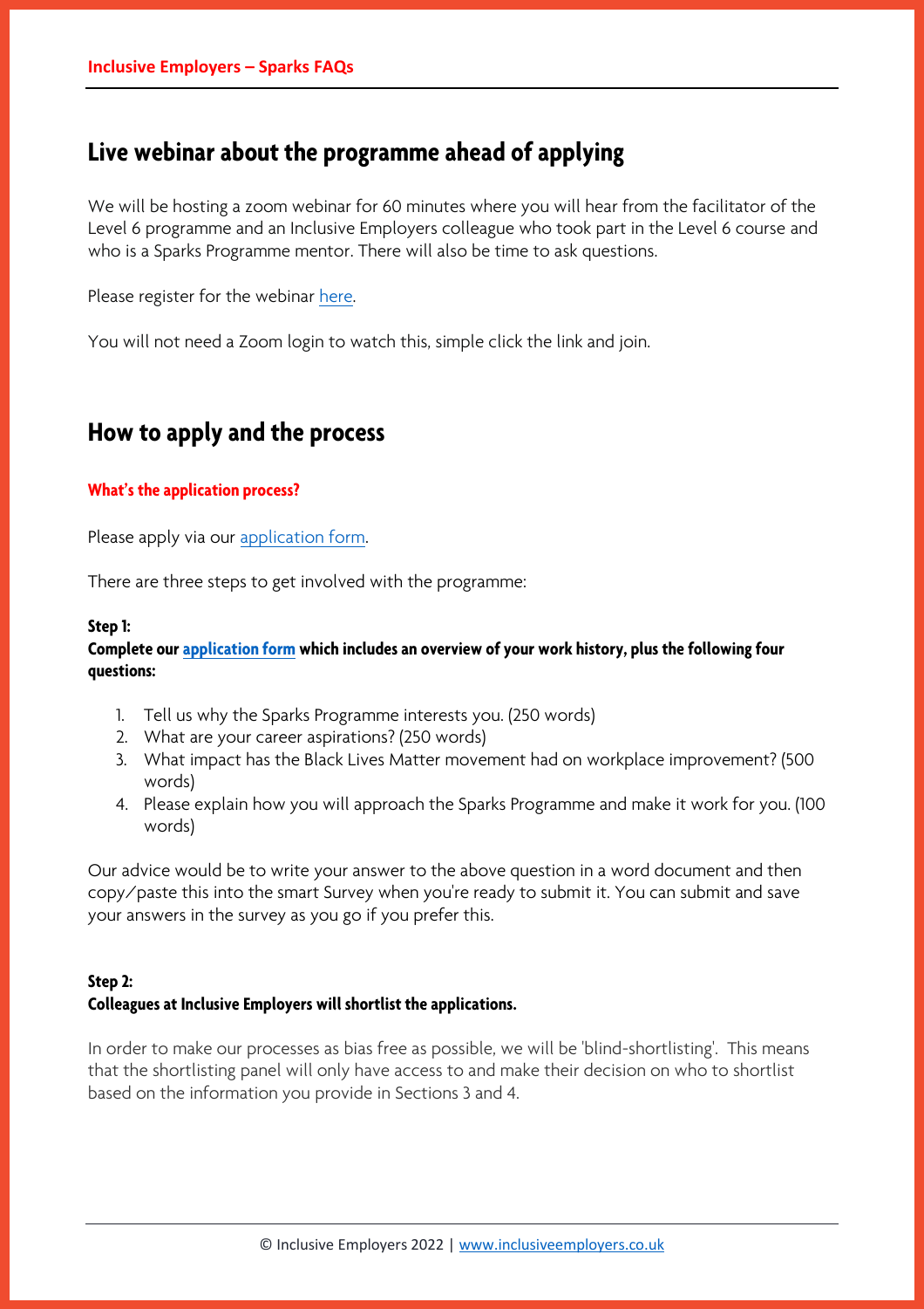## Live webinar about the programme ahead of applying

We will be hosting a zoom webinar for 60 minutes where you will hear from the facilitator of the Level 6 programme and an Inclusive Employers colleague who took part in the Level 6 course and who is a Sparks Programme mentor. There will also be time to ask questions.

Please register for the webinar [here](#).

You will not need a Zoom login to watch this, simple click the link and join.

## How to apply and the process

### What's the application process?

Please apply via our [application form](#).

There are three steps to get involved with the programme:

**Step 1:**
**Complete our [application form](#) which includes an overview of your work history, plus the following four questions:**

1. Tell us why the Sparks Programme interests you. (250 words)
2. What are your career aspirations? (250 words)
3. What impact has the Black Lives Matter movement had on workplace improvement? (500 words)
4. Please explain how you will approach the Sparks Programme and make it work for you. (100 words)

Our advice would be to write your answer to the above question in a word document and then copy/paste this into the smart Survey when you're ready to submit it. You can submit and save your answers in the survey as you go if you prefer this.

**Step 2:**
**Colleagues at Inclusive Employers will shortlist the applications.**

In order to make our processes as bias free as possible, we will be 'blind-shortlisting'. This means that the shortlisting panel will only have access to and make their decision on who to shortlist based on the information you provide in Sections 3 and 4.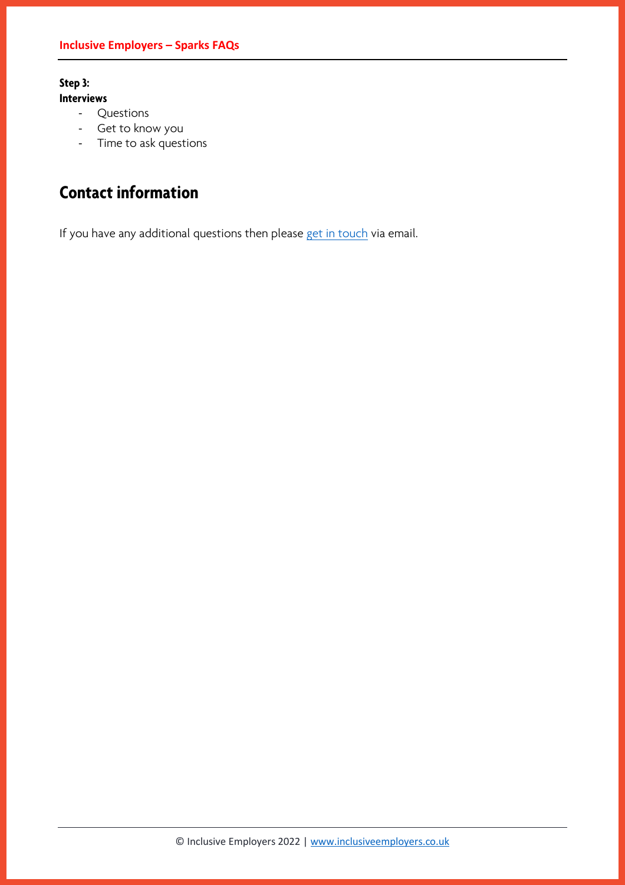**Step 3:**
**Interviews**

- Questions
- Get to know you
- Time to ask questions

## Contact information

If you have any additional questions then please get in touch via email.